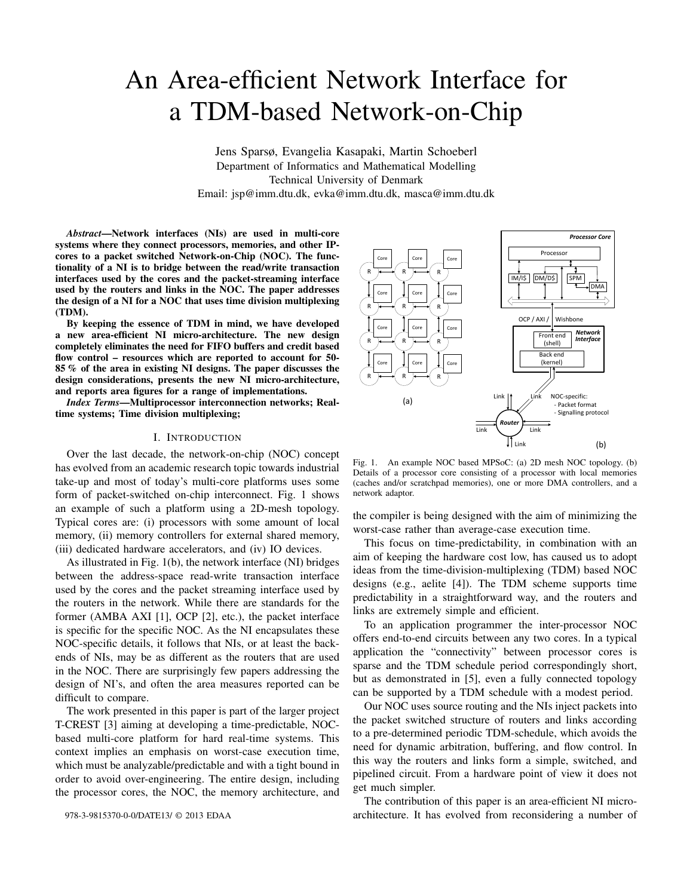# An Area-efficient Network Interface for a TDM-based Network-on-Chip

Jens Sparsø, Evangelia Kasapaki, Martin Schoeberl
Department of Informatics and Mathematical Modelling
Technical University of Denmark
Email: jsp@imm.dtu.dk, evka@imm.dtu.dk, masca@imm.dtu.dk

***Abstract*—Network interfaces (NIs) are used in multi-core systems where they connect processors, memories, and other IP-cores to a packet switched Network-on-Chip (NOC). The functionality of a NI is to bridge between the read/write transaction interfaces used by the cores and the packet-streaming interface used by the routers and links in the NOC. The paper addresses the design of a NI for a NOC that uses time division multiplexing (TDM).**

**By keeping the essence of TDM in mind, we have developed a new area-efficient NI micro-architecture. The new design completely eliminates the need for FIFO buffers and credit based flow control – resources which are reported to account for 50-85 % of the area in existing NI designs. The paper discusses the design considerations, presents the new NI micro-architecture, and reports area figures for a range of implementations.**

***Index Terms*—Multiprocessor interconnection networks; Real-time systems; Time division multiplexing;**

## I. Introduction

Over the last decade, the network-on-chip (NOC) concept has evolved from an academic research topic towards industrial take-up and most of today's multi-core platforms uses some form of packet-switched on-chip interconnect. Fig. 1 shows an example of such a platform using a 2D-mesh topology. Typical cores are: (i) processors with some amount of local memory, (ii) memory controllers for external shared memory, (iii) dedicated hardware accelerators, and (iv) IO devices.

As illustrated in Fig. 1(b), the network interface (NI) bridges between the address-space read-write transaction interface used by the cores and the packet streaming interface used by the routers in the network. While there are standards for the former (AMBA AXI [1], OCP [2], etc.), the packet interface is specific for the specific NOC. As the NI encapsulates these NOC-specific details, it follows that NIs, or at least the back-ends of NIs, may be as different as the routers that are used in the NOC. There are surprisingly few papers addressing the design of NI's, and often the area measures reported can be difficult to compare.

The work presented in this paper is part of the larger project T-CREST [3] aiming at developing a time-predictable, NOC-based multi-core platform for hard real-time systems. This context implies an emphasis on worst-case execution time, which must be analyzable/predictable and with a tight bound in order to avoid over-engineering. The entire design, including the processor cores, the NOC, the memory architecture, and the compiler is being designed with the aim of minimizing the worst-case rather than average-case execution time.

Fig. 1. An example NOC based MPSoC: (a) 2D mesh NOC topology. (b) Details of a processor core consisting of a processor with local memories (caches and/or scratchpad memories), one or more DMA controllers, and a network adaptor.

This focus on time-predictability, in combination with an aim of keeping the hardware cost low, has caused us to adopt ideas from the time-division-multiplexing (TDM) based NOC designs (e.g., aelite [4]). The TDM scheme supports time predictability in a straightforward way, and the routers and links are extremely simple and efficient.

To an application programmer the inter-processor NOC offers end-to-end circuits between any two cores. In a typical application the "connectivity" between processor cores is sparse and the TDM schedule period correspondingly short, but as demonstrated in [5], even a fully connected topology can be supported by a TDM schedule with a modest period.

Our NOC uses source routing and the NIs inject packets into the packet switched structure of routers and links according to a pre-determined periodic TDM-schedule, which avoids the need for dynamic arbitration, buffering, and flow control. In this way the routers and links form a simple, switched, and pipelined circuit. From a hardware point of view it does not get much simpler.

The contribution of this paper is an area-efficient NI micro-architecture. It has evolved from reconsidering a number of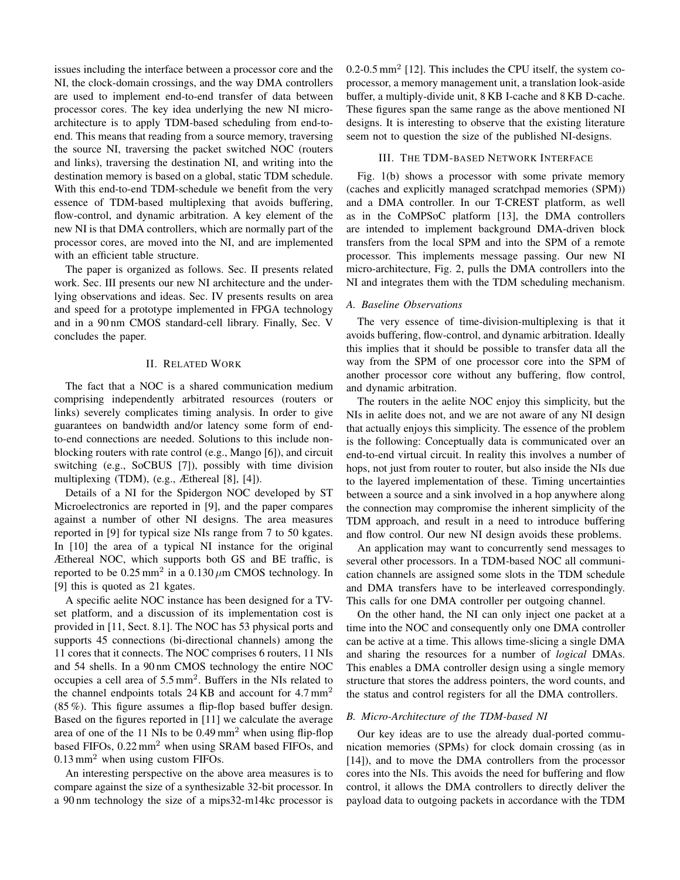issues including the interface between a processor core and the NI, the clock-domain crossings, and the way DMA controllers are used to implement end-to-end transfer of data between processor cores. The key idea underlying the new NI micro-architecture is to apply TDM-based scheduling from end-to-end. This means that reading from a source memory, traversing the source NI, traversing the packet switched NOC (routers and links), traversing the destination NI, and writing into the destination memory is based on a global, static TDM schedule. With this end-to-end TDM-schedule we benefit from the very essence of TDM-based multiplexing that avoids buffering, flow-control, and dynamic arbitration. A key element of the new NI is that DMA controllers, which are normally part of the processor cores, are moved into the NI, and are implemented with an efficient table structure.

The paper is organized as follows. Sec. II presents related work. Sec. III presents our new NI architecture and the underlying observations and ideas. Sec. IV presents results on area and speed for a prototype implemented in FPGA technology and in a 90 nm CMOS standard-cell library. Finally, Sec. V concludes the paper.

## II. Related Work

The fact that a NOC is a shared communication medium comprising independently arbitrated resources (routers or links) severely complicates timing analysis. In order to give guarantees on bandwidth and/or latency some form of end-to-end connections are needed. Solutions to this include non-blocking routers with rate control (e.g., Mango [6]), and circuit switching (e.g., SoCBUS [7]), possibly with time division multiplexing (TDM), (e.g., Æthereal [8], [4]).

Details of a NI for the Spidergon NOC developed by ST Microelectronics are reported in [9], and the paper compares against a number of other NI designs. The area measures reported in [9] for typical size NIs range from 7 to 50 kgates. In [10] the area of a typical NI instance for the original Æthereal NOC, which supports both GS and BE traffic, is reported to be 0.25 mm$^2$ in a 0.130 $\mu$m CMOS technology. In [9] this is quoted as 21 kgates.

A specific aelite NOC instance has been designed for a TV-set platform, and a discussion of its implementation cost is provided in [11, Sect. 8.1]. The NOC has 53 physical ports and supports 45 connections (bi-directional channels) among the 11 cores that it connects. The NOC comprises 6 routers, 11 NIs and 54 shells. In a 90 nm CMOS technology the entire NOC occupies a cell area of 5.5 mm$^2$. Buffers in the NIs related to the channel endpoints totals 24 KB and account for 4.7 mm$^2$ (85 %). This figure assumes a flip-flop based buffer design. Based on the figures reported in [11] we calculate the average area of one of the 11 NIs to be 0.49 mm$^2$ when using flip-flop based FIFOs, 0.22 mm$^2$ when using SRAM based FIFOs, and 0.13 mm$^2$ when using custom FIFOs.

An interesting perspective on the above area measures is to compare against the size of a synthesizable 32-bit processor. In a 90 nm technology the size of a mips32-m14kc processor is 0.2-0.5 mm$^2$ [12]. This includes the CPU itself, the system co-processor, a memory management unit, a translation look-aside buffer, a multiply-divide unit, 8 KB I-cache and 8 KB D-cache. These figures span the same range as the above mentioned NI designs. It is interesting to observe that the existing literature seem not to question the size of the published NI-designs.

## III. The TDM-based Network Interface

Fig. 1(b) shows a processor with some private memory (caches and explicitly managed scratchpad memories (SPM)) and a DMA controller. In our T-CREST platform, as well as in the CoMPSoC platform [13], the DMA controllers are intended to implement background DMA-driven block transfers from the local SPM and into the SPM of a remote processor. This implements message passing. Our new NI micro-architecture, Fig. 2, pulls the DMA controllers into the NI and integrates them with the TDM scheduling mechanism.

### A. Baseline Observations

The very essence of time-division-multiplexing is that it avoids buffering, flow-control, and dynamic arbitration. Ideally this implies that it should be possible to transfer data all the way from the SPM of one processor core into the SPM of another processor core without any buffering, flow control, and dynamic arbitration.

The routers in the aelite NOC enjoy this simplicity, but the NIs in aelite does not, and we are not aware of any NI design that actually enjoys this simplicity. The essence of the problem is the following: Conceptually data is communicated over an end-to-end virtual circuit. In reality this involves a number of hops, not just from router to router, but also inside the NIs due to the layered implementation of these. Timing uncertainties between a source and a sink involved in a hop anywhere along the connection may compromise the inherent simplicity of the TDM approach, and result in a need to introduce buffering and flow control. Our new NI design avoids these problems.

An application may want to concurrently send messages to several other processors. In a TDM-based NOC all communication channels are assigned some slots in the TDM schedule and DMA transfers have to be interleaved correspondingly. This calls for one DMA controller per outgoing channel.

On the other hand, the NI can only inject one packet at a time into the NOC and consequently only one DMA controller can be active at a time. This allows time-slicing a single DMA and sharing the resources for a number of *logical* DMAs. This enables a DMA controller design using a single memory structure that stores the address pointers, the word counts, and the status and control registers for all the DMA controllers.

### B. Micro-Architecture of the TDM-based NI

Our key ideas are to use the already dual-ported communication memories (SPMs) for clock domain crossing (as in [14]), and to move the DMA controllers from the processor cores into the NIs. This avoids the need for buffering and flow control, it allows the DMA controllers to directly deliver the payload data to outgoing packets in accordance with the TDM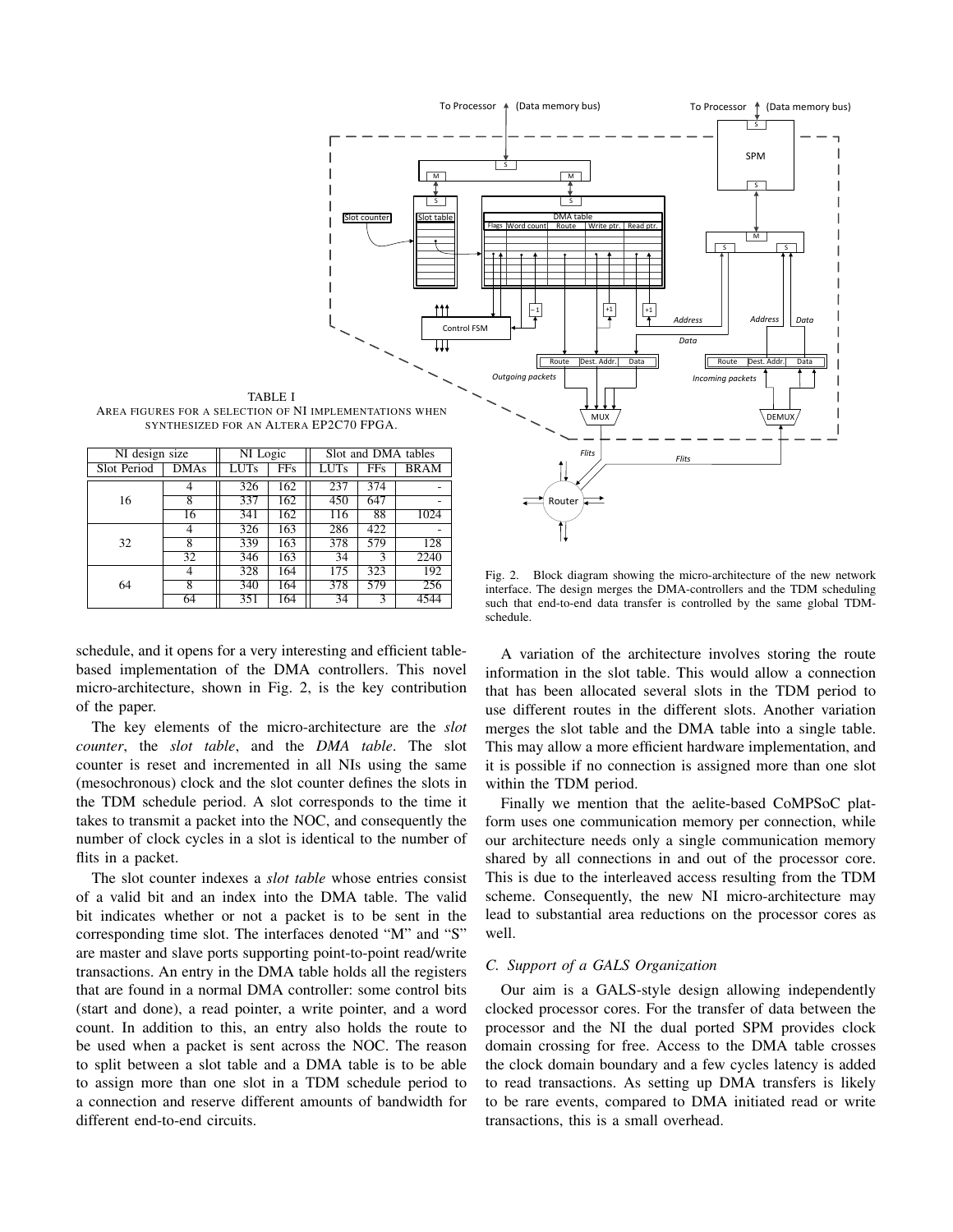TABLE I
AREA FIGURES FOR A SELECTION OF NI IMPLEMENTATIONS WHEN SYNTHESIZED FOR AN ALTERA EP2C70 FPGA.

| NI design size | | NI Logic | | Slot and DMA tables | | |
|---|---|---|---|---|---|---|
| Slot Period | DMAs | LUTs | FFs | LUTs | FFs | BRAM |
| 16 | 4 | 326 | 162 | 237 | 374 | - |
| | 8 | 337 | 162 | 450 | 647 | - |
| | 16 | 341 | 162 | 116 | 88 | 1024 |
| 32 | 4 | 326 | 163 | 286 | 422 | - |
| | 8 | 339 | 163 | 378 | 579 | 128 |
| | 32 | 346 | 163 | 34 | 3 | 2240 |
| 64 | 4 | 328 | 164 | 175 | 323 | 192 |
| | 8 | 340 | 164 | 378 | 579 | 256 |
| | 64 | 351 | 164 | 34 | 3 | 4544 |

To Processor (Data memory bus)
To Processor (Data memory bus)
S
SPM
S
M M
S S
Slot counter
Slot table
DMA table
Flags Word count Route Write ptr. Read ptr.
M
S S
-1 +1 +1
Control FSM
Address
Address Data
Data
Route Dest. Addr. Data
Route Dest. Addr. Data
Outgoing packets
Incoming packets
MUX
DEMUX
Flits
Flits
Router

Fig. 2. Block diagram showing the micro-architecture of the new network interface. The design merges the DMA-controllers and the TDM scheduling such that end-to-end data transfer is controlled by the same global TDM-schedule.

schedule, and it opens for a very interesting and efficient table-based implementation of the DMA controllers. This novel micro-architecture, shown in Fig. 2, is the key contribution of the paper.

The key elements of the micro-architecture are the *slot counter*, the *slot table*, and the *DMA table*. The slot counter is reset and incremented in all NIs using the same (mesochronous) clock and the slot counter defines the slots in the TDM schedule period. A slot corresponds to the time it takes to transmit a packet into the NOC, and consequently the number of clock cycles in a slot is identical to the number of flits in a packet.

The slot counter indexes a *slot table* whose entries consist of a valid bit and an index into the DMA table. The valid bit indicates whether or not a packet is to be sent in the corresponding time slot. The interfaces denoted "M" and "S" are master and slave ports supporting point-to-point read/write transactions. An entry in the DMA table holds all the registers that are found in a normal DMA controller: some control bits (start and done), a read pointer, a write pointer, and a word count. In addition to this, an entry also holds the route to be used when a packet is sent across the NOC. The reason to split between a slot table and a DMA table is to be able to assign more than one slot in a TDM schedule period to a connection and reserve different amounts of bandwidth for different end-to-end circuits.

A variation of the architecture involves storing the route information in the slot table. This would allow a connection that has been allocated several slots in the TDM period to use different routes in the different slots. Another variation merges the slot table and the DMA table into a single table. This may allow a more efficient hardware implementation, and it is possible if no connection is assigned more than one slot within the TDM period.

Finally we mention that the aelite-based CoMPSoC platform uses one communication memory per connection, while our architecture needs only a single communication memory shared by all connections in and out of the processor core. This is due to the interleaved access resulting from the TDM scheme. Consequently, the new NI micro-architecture may lead to substantial area reductions on the processor cores as well.

### C. Support of a GALS Organization

Our aim is a GALS-style design allowing independently clocked processor cores. For the transfer of data between the processor and the NI the dual ported SPM provides clock domain crossing for free. Access to the DMA table crosses the clock domain boundary and a few cycles latency is added to read transactions. As setting up DMA transfers is likely to be rare events, compared to DMA initiated read or write transactions, this is a small overhead.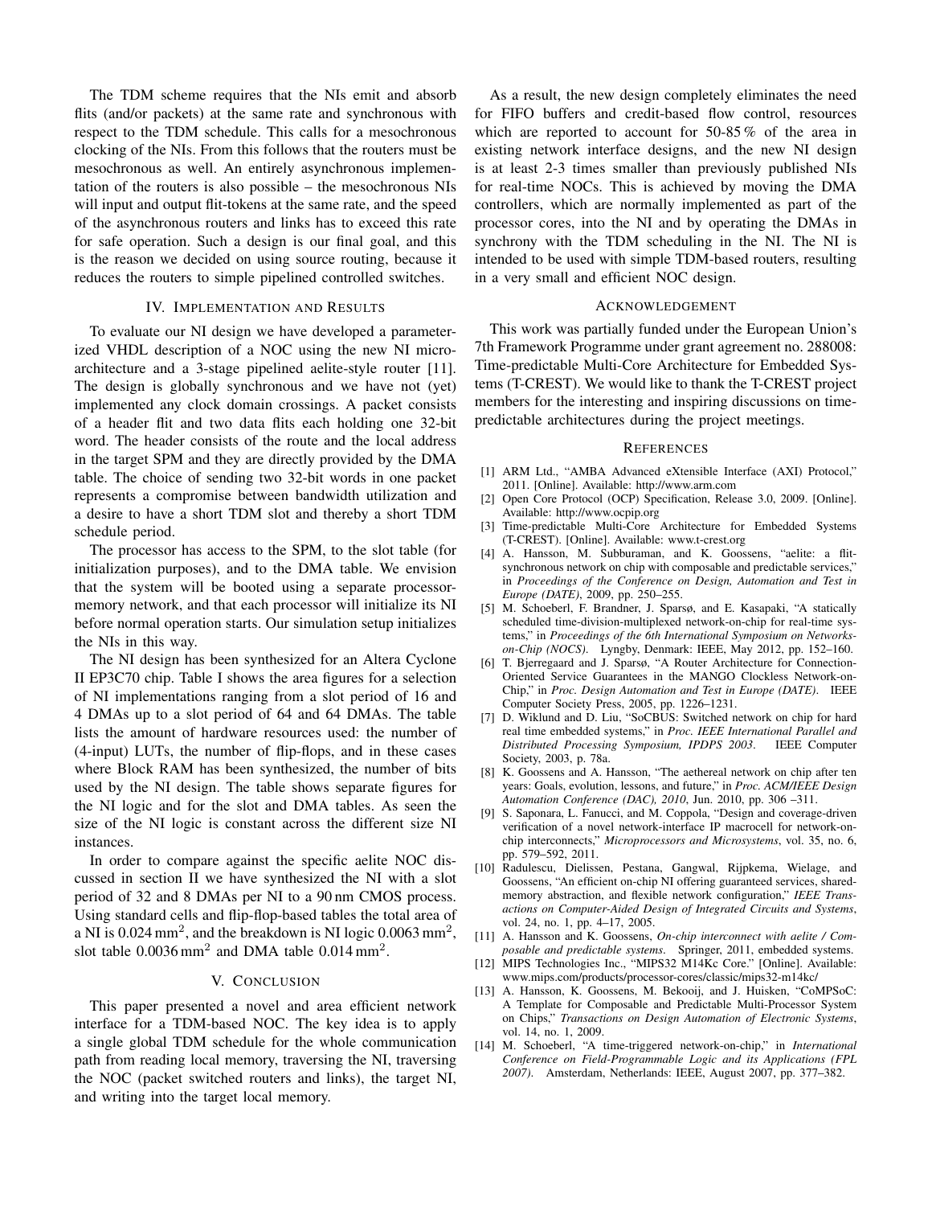The TDM scheme requires that the NIs emit and absorb flits (and/or packets) at the same rate and synchronous with respect to the TDM schedule. This calls for a mesochronous clocking of the NIs. From this follows that the routers must be mesochronous as well. An entirely asynchronous implementation of the routers is also possible – the mesochronous NIs will input and output flit-tokens at the same rate, and the speed of the asynchronous routers and links has to exceed this rate for safe operation. Such a design is our final goal, and this is the reason we decided on using source routing, because it reduces the routers to simple pipelined controlled switches.

## IV. Implementation and Results

To evaluate our NI design we have developed a parameterized VHDL description of a NOC using the new NI microarchitecture and a 3-stage pipelined aelite-style router [11]. The design is globally synchronous and we have not (yet) implemented any clock domain crossings. A packet consists of a header flit and two data flits each holding one 32-bit word. The header consists of the route and the local address in the target SPM and they are directly provided by the DMA table. The choice of sending two 32-bit words in one packet represents a compromise between bandwidth utilization and a desire to have a short TDM slot and thereby a short TDM schedule period.

The processor has access to the SPM, to the slot table (for initialization purposes), and to the DMA table. We envision that the system will be booted using a separate processor-memory network, and that each processor will initialize its NI before normal operation starts. Our simulation setup initializes the NIs in this way.

The NI design has been synthesized for an Altera Cyclone II EP3C70 chip. Table I shows the area figures for a selection of NI implementations ranging from a slot period of 16 and 4 DMAs up to a slot period of 64 and 64 DMAs. The table lists the amount of hardware resources used: the number of (4-input) LUTs, the number of flip-flops, and in these cases where Block RAM has been synthesized, the number of bits used by the NI design. The table shows separate figures for the NI logic and for the slot and DMA tables. As seen the size of the NI logic is constant across the different size NI instances.

In order to compare against the specific aelite NOC discussed in section II we have synthesized the NI with a slot period of 32 and 8 DMAs per NI to a 90 nm CMOS process. Using standard cells and flip-flop-based tables the total area of a NI is 0.024 $\text{mm}^2$, and the breakdown is NI logic 0.0063 $\text{mm}^2$, slot table 0.0036 $\text{mm}^2$ and DMA table 0.014 $\text{mm}^2$.

## V. Conclusion

This paper presented a novel and area efficient network interface for a TDM-based NOC. The key idea is to apply a single global TDM schedule for the whole communication path from reading local memory, traversing the NI, traversing the NOC (packet switched routers and links), the target NI, and writing into the target local memory.

As a result, the new design completely eliminates the need for FIFO buffers and credit-based flow control, resources which are reported to account for 50-85 % of the area in existing network interface designs, and the new NI design is at least 2-3 times smaller than previously published NIs for real-time NOCs. This is achieved by moving the DMA controllers, which are normally implemented as part of the processor cores, into the NI and by operating the DMAs in synchrony with the TDM scheduling in the NI. The NI is intended to be used with simple TDM-based routers, resulting in a very small and efficient NOC design.

## Acknowledgement

This work was partially funded under the European Union's 7th Framework Programme under grant agreement no. 288008: Time-predictable Multi-Core Architecture for Embedded Systems (T-CREST). We would like to thank the T-CREST project members for the interesting and inspiring discussions on time-predictable architectures during the project meetings.

## References

[1] ARM Ltd., "AMBA Advanced eXtensible Interface (AXI) Protocol," 2011. [Online]. Available: http://www.arm.com

[2] Open Core Protocol (OCP) Specification, Release 3.0, 2009. [Online]. Available: http://www.ocpip.org

[3] Time-predictable Multi-Core Architecture for Embedded Systems (T-CREST). [Online]. Available: www.t-crest.org

[4] A. Hansson, M. Subburaman, and K. Goossens, "aelite: a flit-synchronous network on chip with composable and predictable services," in *Proceedings of the Conference on Design, Automation and Test in Europe (DATE)*, 2009, pp. 250–255.

[5] M. Schoeberl, F. Brandner, J. Sparsø, and E. Kasapaki, "A statically scheduled time-division-multiplexed network-on-chip for real-time systems," in *Proceedings of the 6th International Symposium on Networks-on-Chip (NOCS)*. Lyngby, Denmark: IEEE, May 2012, pp. 152–160.

[6] T. Bjerregaard and J. Sparsø, "A Router Architecture for Connection-Oriented Service Guarantees in the MANGO Clockless Network-on-Chip," in *Proc. Design Automation and Test in Europe (DATE)*. IEEE Computer Society Press, 2005, pp. 1226–1231.

[7] D. Wiklund and D. Liu, "SoCBUS: Switched network on chip for hard real time embedded systems," in *Proc. IEEE International Parallel and Distributed Processing Symposium, IPDPS 2003*. IEEE Computer Society, 2003, p. 78a.

[8] K. Goossens and A. Hansson, "The aethereal network on chip after ten years: Goals, evolution, lessons, and future," in *Proc. ACM/IEEE Design Automation Conference (DAC), 2010*, Jun. 2010, pp. 306 –311.

[9] S. Saponara, L. Fanucci, and M. Coppola, "Design and coverage-driven verification of a novel network-interface IP macrocell for network-on-chip interconnects," *Microprocessors and Microsystems*, vol. 35, no. 6, pp. 579–592, 2011.

[10] Radulescu, Dielissen, Pestana, Gangwal, Rijpkema, Wielage, and Goossens, "An efficient on-chip NI offering guaranteed services, shared-memory abstraction, and flexible network configuration," *IEEE Transactions on Computer-Aided Design of Integrated Circuits and Systems*, vol. 24, no. 1, pp. 4–17, 2005.

[11] A. Hansson and K. Goossens, *On-chip interconnect with aelite / Composable and predictable systems*. Springer, 2011, embedded systems.

[12] MIPS Technologies Inc., "MIPS32 M14Kc Core." [Online]. Available: www.mips.com/products/processor-cores/classic/mips32-m14kc/

[13] A. Hansson, K. Goossens, M. Bekooij, and J. Huisken, "CoMPSoC: A Template for Composable and Predictable Multi-Processor System on Chips," *Transactions on Design Automation of Electronic Systems*, vol. 14, no. 1, 2009.

[14] M. Schoeberl, "A time-triggered network-on-chip," in *International Conference on Field-Programmable Logic and its Applications (FPL 2007)*. Amsterdam, Netherlands: IEEE, August 2007, pp. 377–382.